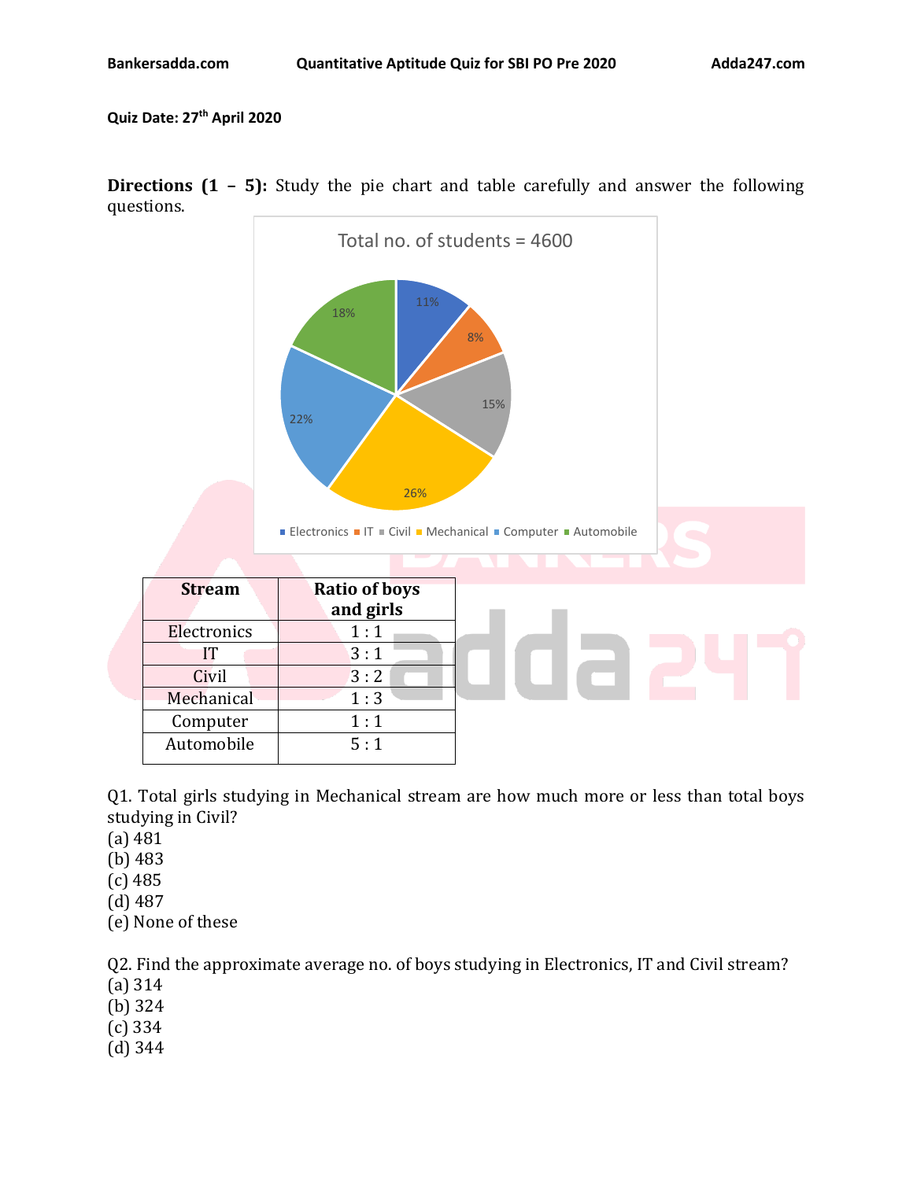Quiz Date: 27th April 2020

**Directions (1 – 5):** Study the pie chart and table carefully and answer the following questions.

Total no. of students = 4600

| Stream | Percentage |
|---|---|
| Electronics | 11% |
| IT | 8% |
| Civil | 15% |
| Mechanical | 26% |
| Computer | 22% |
| Automobile | 18% |

| Stream | Ratio of boys and girls |
|---|---|
| Electronics | 1 : 1 |
| IT | 3 : 1 |
| Civil | 3 : 2 |
| Mechanical | 1 : 3 |
| Computer | 1 : 1 |
| Automobile | 5 : 1 |

Q1. Total girls studying in Mechanical stream are how much more or less than total boys studying in Civil?
(a) 481
(b) 483
(c) 485
(d) 487
(e) None of these

Q2. Find the approximate average no. of boys studying in Electronics, IT and Civil stream?
(a) 314
(b) 324
(c) 334
(d) 344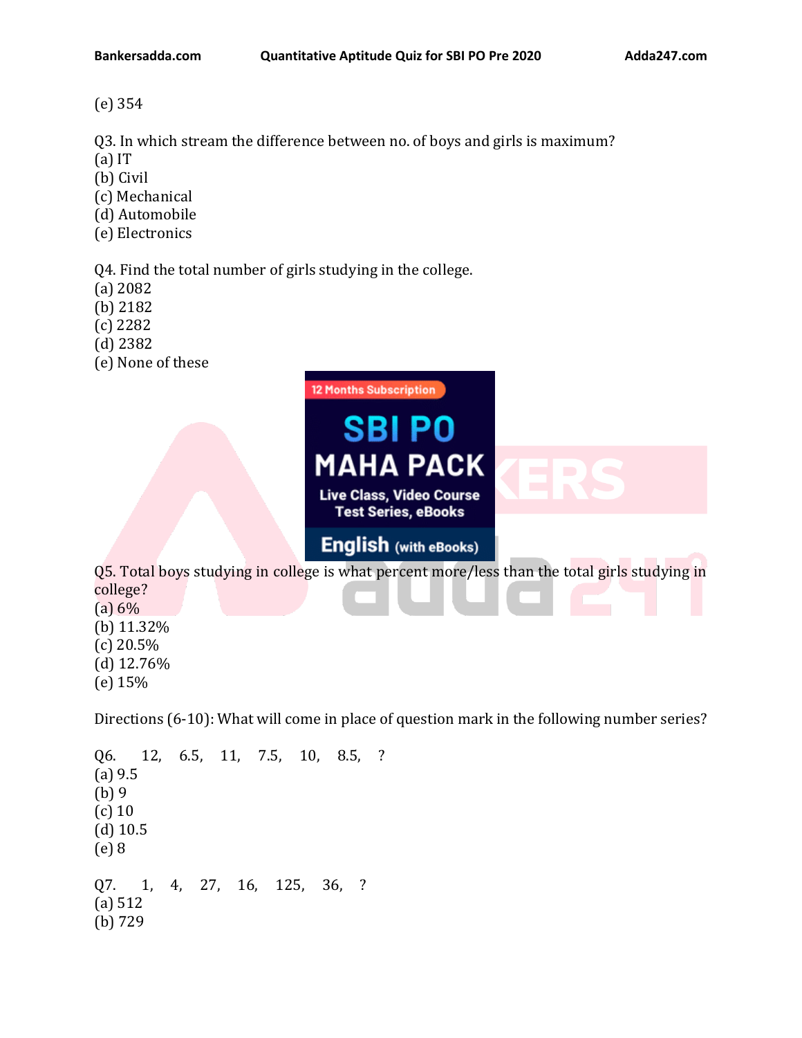(e) 354

Q3. In which stream the difference between no. of boys and girls is maximum?
(a) IT
(b) Civil
(c) Mechanical
(d) Automobile
(e) Electronics

Q4. Find the total number of girls studying in the college.
(a) 2082
(b) 2182
(c) 2282
(d) 2382
(e) None of these

Q5. Total boys studying in college is what percent more/less than the total girls studying in college?
(a) 6%
(b) 11.32%
(c) 20.5%
(d) 12.76%
(e) 15%

Directions (6-10): What will come in place of question mark in the following number series?

Q6. 12, 6.5, 11, 7.5, 10, 8.5, ?
(a) 9.5
(b) 9
(c) 10
(d) 10.5
(e) 8

Q7. 1, 4, 27, 16, 125, 36, ?
(a) 512
(b) 729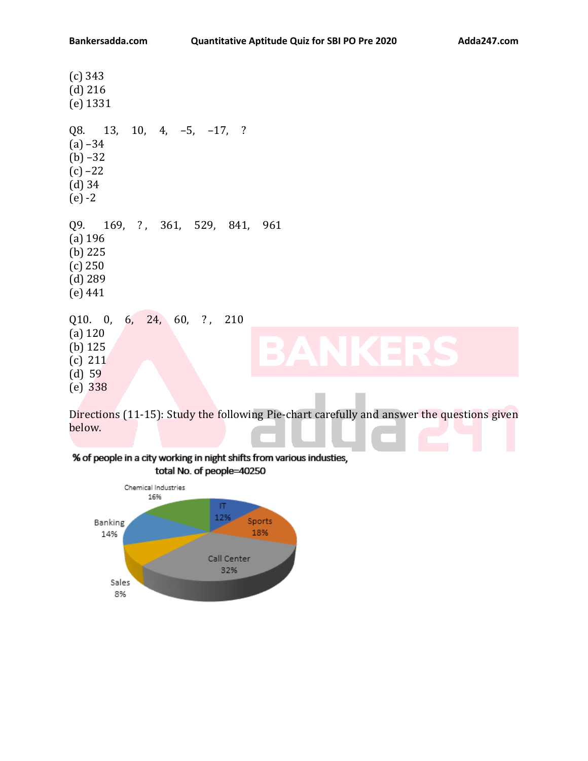(c) 343
(d) 216
(e) 1331

Q8. 13, 10, 4, –5, –17, ?
(a) –34
(b) –32
(c) –22
(d) 34
(e) -2

Q9. 169, ? , 361, 529, 841, 961
(a) 196
(b) 225
(c) 250
(d) 289
(e) 441

Q10. 0, 6, 24, 60, ? , 210
(a) 120
(b) 125
(c) 211
(d) 59
(e) 338

Directions (11-15): Study the following Pie-chart carefully and answer the questions given below.

**% of people in a city working in night shifts from various industies, total No. of people=40250**

| Industry | % |
|---|---|
| IT | 12% |
| Sports | 18% |
| Call Center | 32% |
| Sales | 8% |
| Banking | 14% |
| Chemical Industries | 16% |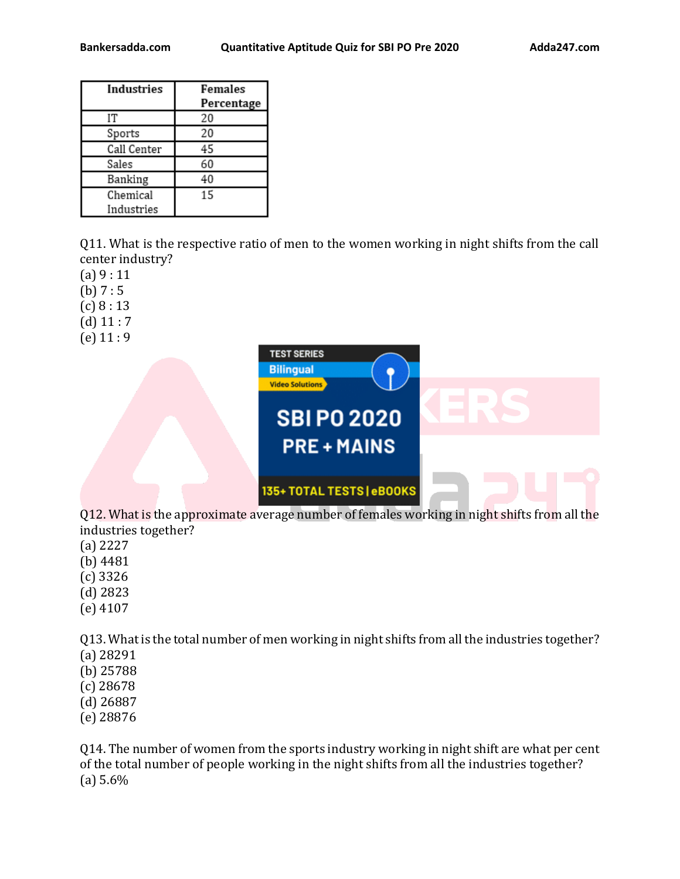| Industries | Females Percentage |
| --- | --- |
| IT | 20 |
| Sports | 20 |
| Call Center | 45 |
| Sales | 60 |
| Banking | 40 |
| Chemical Industries | 15 |

Q11. What is the respective ratio of men to the women working in night shifts from the call center industry?
(a) 9 : 11
(b) 7 : 5
(c) 8 : 13
(d) 11 : 7
(e) 11 : 9

Q12. What is the approximate average number of females working in night shifts from all the industries together?
(a) 2227
(b) 4481
(c) 3326
(d) 2823
(e) 4107

Q13. What is the total number of men working in night shifts from all the industries together?
(a) 28291
(b) 25788
(c) 28678
(d) 26887
(e) 28876

Q14. The number of women from the sports industry working in night shift are what per cent of the total number of people working in the night shifts from all the industries together?
(a) 5.6%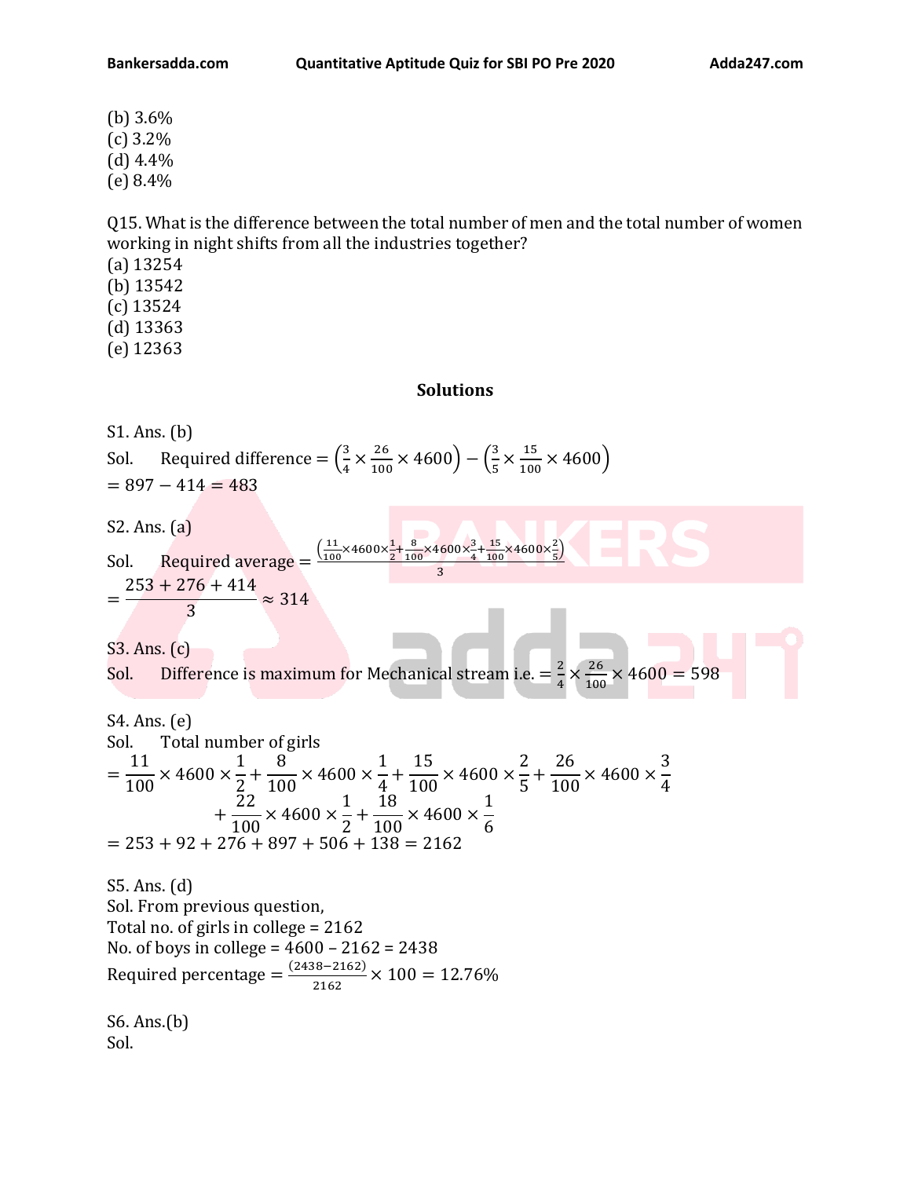(b) 3.6%
(c) 3.2%
(d) 4.4%
(e) 8.4%

Q15. What is the difference between the total number of men and the total number of women working in night shifts from all the industries together?
(a) 13254
(b) 13542
(c) 13524
(d) 13363
(e) 12363

## Solutions

S1. Ans. (b)
Sol. Required difference $= \left(\frac{3}{4} \times \frac{26}{100} \times 4600\right) - \left(\frac{3}{5} \times \frac{15}{100} \times 4600\right)$
$= 897 - 414 = 483$

S2. Ans. (a)
Sol. Required average $= \frac{\left(\frac{11}{100}\times 4600\times\frac{1}{2}+\frac{8}{100}\times 4600\times\frac{3}{4}+\frac{15}{100}\times 4600\times\frac{2}{5}\right)}{3}$
$= \frac{253 + 276 + 414}{3} \approx 314$

S3. Ans. (c)
Sol. Difference is maximum for Mechanical stream i.e. $= \frac{2}{4} \times \frac{26}{100} \times 4600 = 598$

S4. Ans. (e)
Sol. Total number of girls

$$= \frac{11}{100} \times 4600 \times \frac{1}{2} + \frac{8}{100} \times 4600 \times \frac{1}{4} + \frac{15}{100} \times 4600 \times \frac{2}{5} + \frac{26}{100} \times 4600 \times \frac{3}{4} + \frac{22}{100} \times 4600 \times \frac{1}{2} + \frac{18}{100} \times 4600 \times \frac{1}{6}$$

$= 253 + 92 + 276 + 897 + 506 + 138 = 2162$

S5. Ans. (d)
Sol. From previous question,
Total no. of girls in college = 2162
No. of boys in college = 4600 – 2162 = 2438
Required percentage $= \frac{(2438-2162)}{2162} \times 100 = 12.76\%$

S6. Ans.(b)
Sol.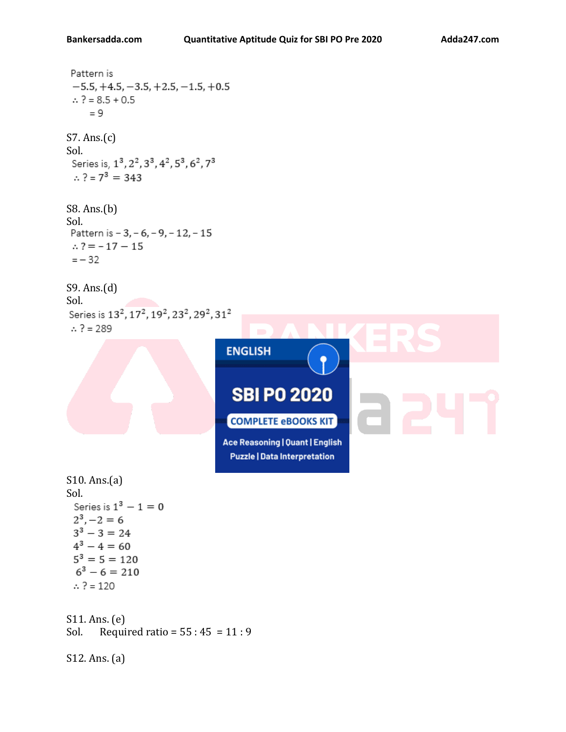Pattern is
$-5.5, +4.5, -3.5, +2.5, -1.5, +0.5$
$\therefore$ ? = 8.5 + 0.5
= 9

S7. Ans.(c)
Sol.
Series is, $1^3, 2^2, 3^3, 4^2, 5^3, 6^2, 7^3$
$\therefore$ ? = $7^3 = 343$

S8. Ans.(b)
Sol.
Pattern is $-3, -6, -9, -12, -15$
$\therefore$ ? = $-17 - 15$
$= -32$

S9. Ans.(d)
Sol.
Series is $13^2, 17^2, 19^2, 23^2, 29^2, 31^2$
$\therefore$ ? = 289

S10. Ans.(a)
Sol.
Series is $1^3 - 1 = 0$
$2^3, -2 = 6$
$3^3 - 3 = 24$
$4^3 - 4 = 60$
$5^3 = 5 = 120$
$6^3 - 6 = 210$
$\therefore$ ? = 120

S11. Ans. (e)
Sol. Required ratio = 55 : 45 = 11 : 9

S12. Ans. (a)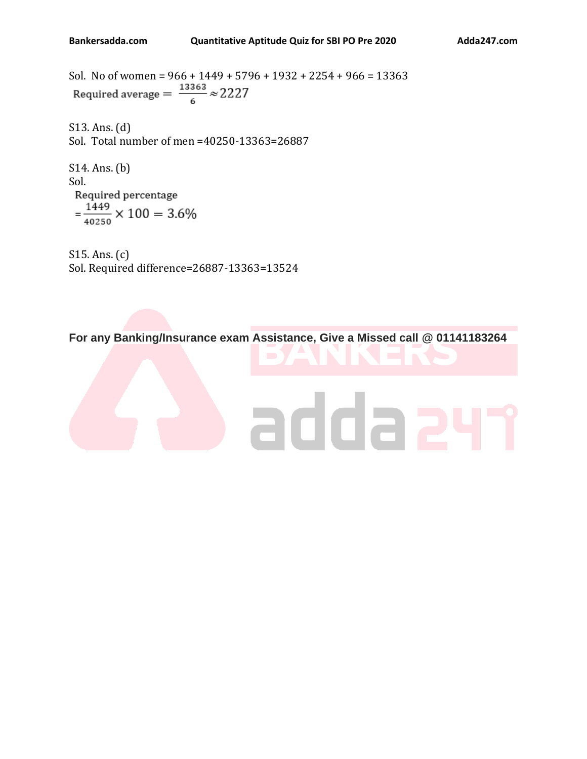Sol. No of women = 966 + 1449 + 5796 + 1932 + 2254 + 966 = 13363

Required average $= \frac{13363}{6} \approx 2227$

S13. Ans. (d)

Sol. Total number of men =40250-13363=26887

S14. Ans. (b)

Sol.

Required percentage

$= \frac{1449}{40250} \times 100 = 3.6\%$

S15. Ans. (c)

Sol. Required difference=26887-13363=13524

**For any Banking/Insurance exam Assistance, Give a Missed call @ 01141183264**